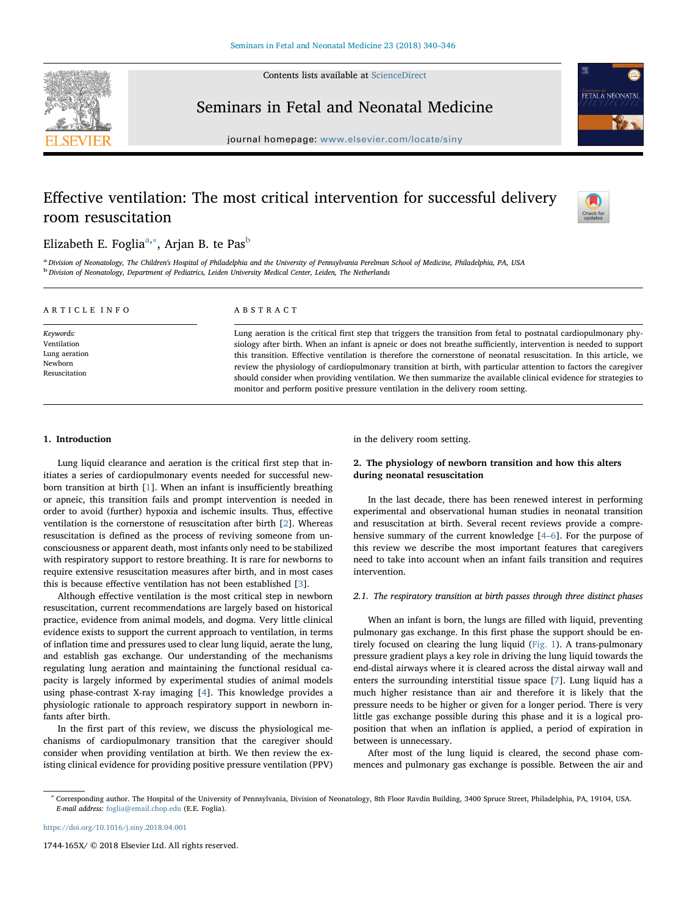# Effective ventilation: The most critical intervention for successful delivery room resuscitation

Elizabeth E. Foglia[a,*], Arjan B. te Pas[b]

[a] Division of Neonatology, The Children's Hospital of Philadelphia and the University of Pennsylvania Perelman School of Medicine, Philadelphia, PA, USA
[b] Division of Neonatology, Department of Pediatrics, Leiden University Medical Center, Leiden, The Netherlands

## ARTICLE INFO

*Keywords:*
Ventilation
Lung aeration
Newborn
Resuscitation

## ABSTRACT

Lung aeration is the critical first step that triggers the transition from fetal to postnatal cardiopulmonary physiology after birth. When an infant is apneic or does not breathe sufficiently, intervention is needed to support this transition. Effective ventilation is therefore the cornerstone of neonatal resuscitation. In this article, we review the physiology of cardiopulmonary transition at birth, with particular attention to factors the caregiver should consider when providing ventilation. We then summarize the available clinical evidence for strategies to monitor and perform positive pressure ventilation in the delivery room setting.

## 1. Introduction

Lung liquid clearance and aeration is the critical first step that initiates a series of cardiopulmonary events needed for successful newborn transition at birth [1]. When an infant is insufficiently breathing or apneic, this transition fails and prompt intervention is needed in order to avoid (further) hypoxia and ischemic insults. Thus, effective ventilation is the cornerstone of resuscitation after birth [2]. Whereas resuscitation is defined as the process of reviving someone from unconsciousness or apparent death, most infants only need to be stabilized with respiratory support to restore breathing. It is rare for newborns to require extensive resuscitation measures after birth, and in most cases this is because effective ventilation has not been established [3].

Although effective ventilation is the most critical step in newborn resuscitation, current recommendations are largely based on historical practice, evidence from animal models, and dogma. Very little clinical evidence exists to support the current approach to ventilation, in terms of inflation time and pressures used to clear lung liquid, aerate the lung, and establish gas exchange. Our understanding of the mechanisms regulating lung aeration and maintaining the functional residual capacity is largely informed by experimental studies of animal models using phase-contrast X-ray imaging [4]. This knowledge provides a physiologic rationale to approach respiratory support in newborn infants after birth.

In the first part of this review, we discuss the physiological mechanisms of cardiopulmonary transition that the caregiver should consider when providing ventilation at birth. We then review the existing clinical evidence for providing positive pressure ventilation (PPV) in the delivery room setting.

## 2. The physiology of newborn transition and how this alters during neonatal resuscitation

In the last decade, there has been renewed interest in performing experimental and observational human studies in neonatal transition and resuscitation at birth. Several recent reviews provide a comprehensive summary of the current knowledge [4–6]. For the purpose of this review we describe the most important features that caregivers need to take into account when an infant fails transition and requires intervention.

### 2.1. The respiratory transition at birth passes through three distinct phases

When an infant is born, the lungs are filled with liquid, preventing pulmonary gas exchange. In this first phase the support should be entirely focused on clearing the lung liquid (Fig. 1). A trans-pulmonary pressure gradient plays a key role in driving the lung liquid towards the end-distal airways where it is cleared across the distal airway wall and enters the surrounding interstitial tissue space [7]. Lung liquid has a much higher resistance than air and therefore it is likely that the pressure needs to be higher or given for a longer period. There is very little gas exchange possible during this phase and it is a logical proposition that when an inflation is applied, a period of expiration in between is unnecessary.

After most of the lung liquid is cleared, the second phase commences and pulmonary gas exchange is possible. Between the air and

---

* Corresponding author. The Hospital of the University of Pennsylvania, Division of Neonatology, 8th Floor Ravdin Building, 3400 Spruce Street, Philadelphia, PA, 19104, USA.
*E-mail address:* foglia@email.chop.edu (E.E. Foglia).

https://doi.org/10.1016/j.siny.2018.04.001

1744-165X/ © 2018 Elsevier Ltd. All rights reserved.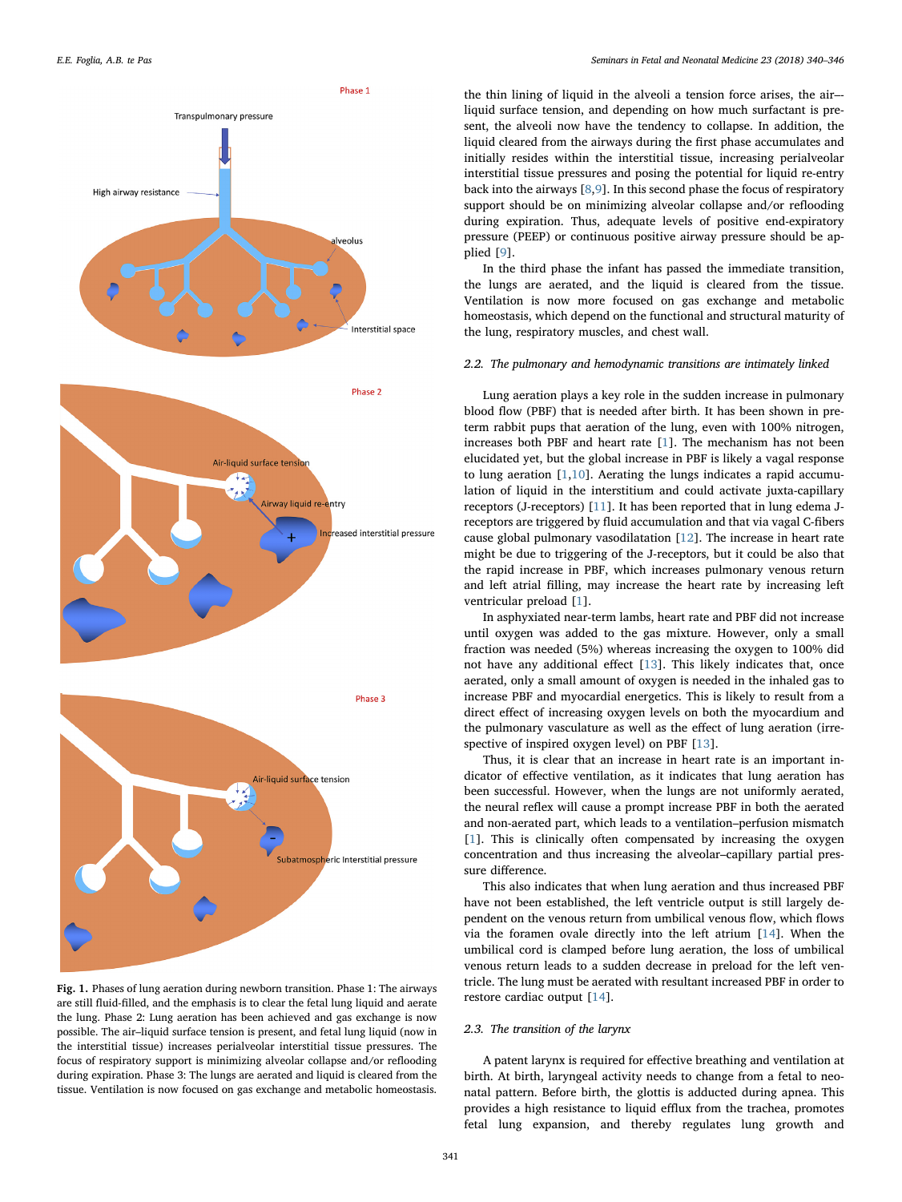Fig. 1. Phases of lung aeration during newborn transition. Phase 1: The airways are still fluid-filled, and the emphasis is to clear the fetal lung liquid and aerate the lung. Phase 2: Lung aeration has been achieved and gas exchange is now possible. The air–liquid surface tension is present, and fetal lung liquid (now in the interstitial tissue) increases perialveolar interstitial tissue pressures. The focus of respiratory support is minimizing alveolar collapse and/or reflooding during expiration. Phase 3: The lungs are aerated and liquid is cleared from the tissue. Ventilation is now focused on gas exchange and metabolic homeostasis.

the thin lining of liquid in the alveoli a tension force arises, the air–liquid surface tension, and depending on how much surfactant is present, the alveoli now have the tendency to collapse. In addition, the liquid cleared from the airways during the first phase accumulates and initially resides within the interstitial tissue, increasing perialveolar interstitial tissue pressures and posing the potential for liquid re-entry back into the airways [8,9]. In this second phase the focus of respiratory support should be on minimizing alveolar collapse and/or reflooding during expiration. Thus, adequate levels of positive end-expiratory pressure (PEEP) or continuous positive airway pressure should be applied [9].

In the third phase the infant has passed the immediate transition, the lungs are aerated, and the liquid is cleared from the tissue. Ventilation is now more focused on gas exchange and metabolic homeostasis, which depend on the functional and structural maturity of the lung, respiratory muscles, and chest wall.

### 2.2. The pulmonary and hemodynamic transitions are intimately linked

Lung aeration plays a key role in the sudden increase in pulmonary blood flow (PBF) that is needed after birth. It has been shown in preterm rabbit pups that aeration of the lung, even with 100% nitrogen, increases both PBF and heart rate [1]. The mechanism has not been elucidated yet, but the global increase in PBF is likely a vagal response to lung aeration [1,10]. Aerating the lungs indicates a rapid accumulation of liquid in the interstitium and could activate juxta-capillary receptors (J-receptors) [11]. It has been reported that in lung edema J-receptors are triggered by fluid accumulation and that via vagal C-fibers cause global pulmonary vasodilatation [12]. The increase in heart rate might be due to triggering of the J-receptors, but it could be also that the rapid increase in PBF, which increases pulmonary venous return and left atrial filling, may increase the heart rate by increasing left ventricular preload [1].

In asphyxiated near-term lambs, heart rate and PBF did not increase until oxygen was added to the gas mixture. However, only a small fraction was needed (5%) whereas increasing the oxygen to 100% did not have any additional effect [13]. This likely indicates that, once aerated, only a small amount of oxygen is needed in the inhaled gas to increase PBF and myocardial energetics. This is likely to result from a direct effect of increasing oxygen levels on both the myocardium and the pulmonary vasculature as well as the effect of lung aeration (irrespective of inspired oxygen level) on PBF [13].

Thus, it is clear that an increase in heart rate is an important indicator of effective ventilation, as it indicates that lung aeration has been successful. However, when the lungs are not uniformly aerated, the neural reflex will cause a prompt increase PBF in both the aerated and non-aerated part, which leads to a ventilation–perfusion mismatch [1]. This is clinically often compensated by increasing the oxygen concentration and thus increasing the alveolar–capillary partial pressure difference.

This also indicates that when lung aeration and thus increased PBF have not been established, the left ventricle output is still largely dependent on the venous return from umbilical venous flow, which flows via the foramen ovale directly into the left atrium [14]. When the umbilical cord is clamped before lung aeration, the loss of umbilical venous return leads to a sudden decrease in preload for the left ventricle. The lung must be aerated with resultant increased PBF in order to restore cardiac output [14].

### 2.3. The transition of the larynx

A patent larynx is required for effective breathing and ventilation at birth. At birth, laryngeal activity needs to change from a fetal to neonatal pattern. Before birth, the glottis is adducted during apnea. This provides a high resistance to liquid efflux from the trachea, promotes fetal lung expansion, and thereby regulates lung growth and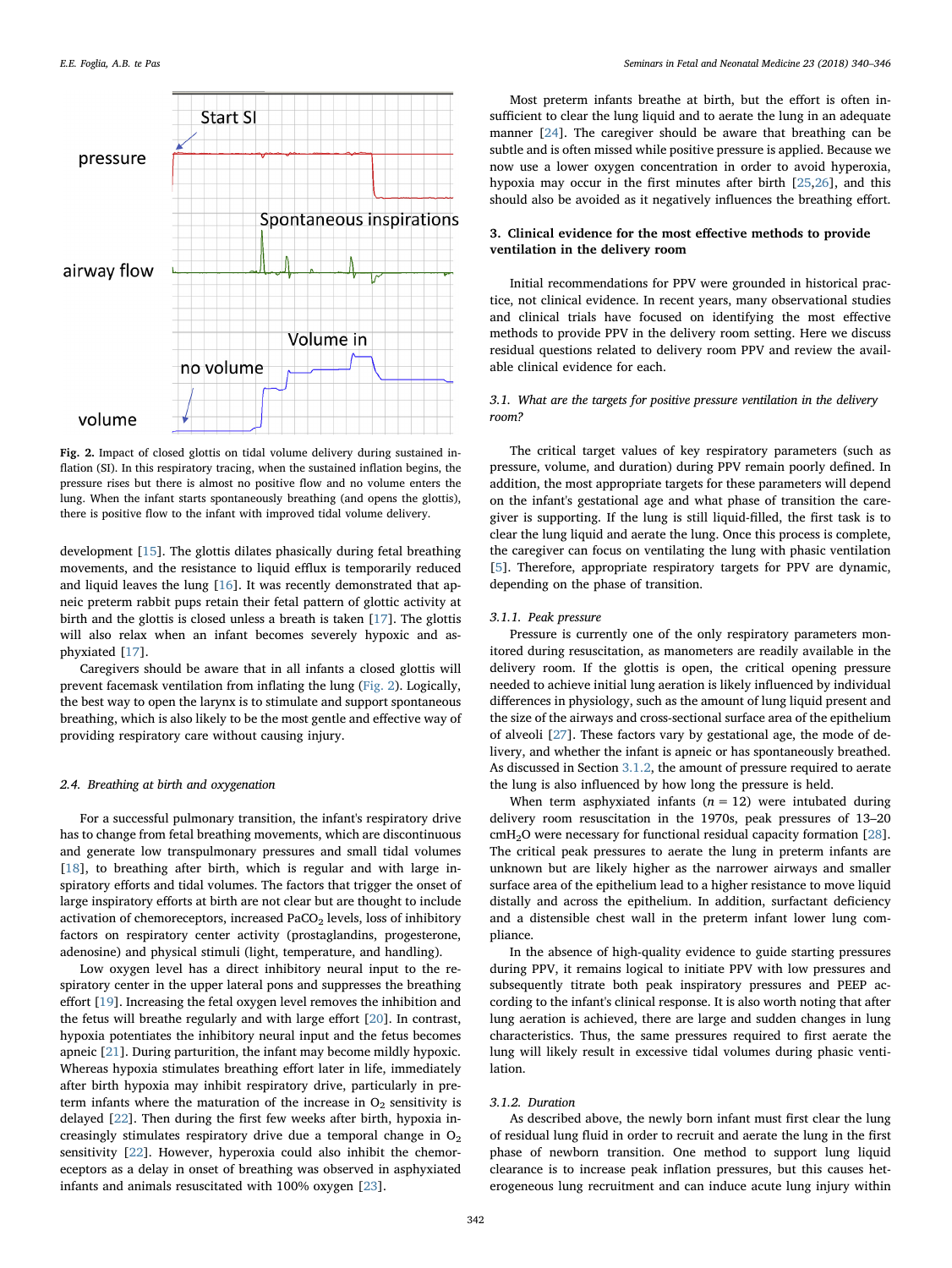Fig. 2. Impact of closed glottis on tidal volume delivery during sustained inflation (SI). In this respiratory tracing, when the sustained inflation begins, the pressure rises but there is almost no positive flow and no volume enters the lung. When the infant starts spontaneously breathing (and opens the glottis), there is positive flow to the infant with improved tidal volume delivery.

development [15]. The glottis dilates phasically during fetal breathing movements, and the resistance to liquid efflux is temporarily reduced and liquid leaves the lung [16]. It was recently demonstrated that apneic preterm rabbit pups retain their fetal pattern of glottic activity at birth and the glottis is closed unless a breath is taken [17]. The glottis will also relax when an infant becomes severely hypoxic and asphyxiated [17].

Caregivers should be aware that in all infants a closed glottis will prevent facemask ventilation from inflating the lung (Fig. 2). Logically, the best way to open the larynx is to stimulate and support spontaneous breathing, which is also likely to be the most gentle and effective way of providing respiratory care without causing injury.

### 2.4. Breathing at birth and oxygenation

For a successful pulmonary transition, the infant's respiratory drive has to change from fetal breathing movements, which are discontinuous and generate low transpulmonary pressures and small tidal volumes [18], to breathing after birth, which is regular and with large inspiratory efforts and tidal volumes. The factors that trigger the onset of large inspiratory efforts at birth are not clear but are thought to include activation of chemoreceptors, increased $PaCO_2$ levels, loss of inhibitory factors on respiratory center activity (prostaglandins, progesterone, adenosine) and physical stimuli (light, temperature, and handling).

Low oxygen level has a direct inhibitory neural input to the respiratory center in the upper lateral pons and suppresses the breathing effort [19]. Increasing the fetal oxygen level removes the inhibition and the fetus will breathe regularly and with large effort [20]. In contrast, hypoxia potentiates the inhibitory neural input and the fetus becomes apneic [21]. During parturition, the infant may become mildly hypoxic. Whereas hypoxia stimulates breathing effort later in life, immediately after birth hypoxia may inhibit respiratory drive, particularly in preterm infants where the maturation of the increase in $O_2$ sensitivity is delayed [22]. Then during the first few weeks after birth, hypoxia increasingly stimulates respiratory drive due a temporal change in $O_2$ sensitivity [22]. However, hyperoxia could also inhibit the chemoreceptors as a delay in onset of breathing was observed in asphyxiated infants and animals resuscitated with 100% oxygen [23].

Most preterm infants breathe at birth, but the effort is often insufficient to clear the lung liquid and to aerate the lung in an adequate manner [24]. The caregiver should be aware that breathing can be subtle and is often missed while positive pressure is applied. Because we now use a lower oxygen concentration in order to avoid hyperoxia, hypoxia may occur in the first minutes after birth [25,26], and this should also be avoided as it negatively influences the breathing effort.

## 3. Clinical evidence for the most effective methods to provide ventilation in the delivery room

Initial recommendations for PPV were grounded in historical practice, not clinical evidence. In recent years, many observational studies and clinical trials have focused on identifying the most effective methods to provide PPV in the delivery room setting. Here we discuss residual questions related to delivery room PPV and review the available clinical evidence for each.

### 3.1. What are the targets for positive pressure ventilation in the delivery room?

The critical target values of key respiratory parameters (such as pressure, volume, and duration) during PPV remain poorly defined. In addition, the most appropriate targets for these parameters will depend on the infant's gestational age and what phase of transition the caregiver is supporting. If the lung is still liquid-filled, the first task is to clear the lung liquid and aerate the lung. Once this process is complete, the caregiver can focus on ventilating the lung with phasic ventilation [5]. Therefore, appropriate respiratory targets for PPV are dynamic, depending on the phase of transition.

#### 3.1.1. Peak pressure

Pressure is currently one of the only respiratory parameters monitored during resuscitation, as manometers are readily available in the delivery room. If the glottis is open, the critical opening pressure needed to achieve initial lung aeration is likely influenced by individual differences in physiology, such as the amount of lung liquid present and the size of the airways and cross-sectional surface area of the epithelium of alveoli [27]. These factors vary by gestational age, the mode of delivery, and whether the infant is apneic or has spontaneously breathed. As discussed in Section 3.1.2, the amount of pressure required to aerate the lung is also influenced by how long the pressure is held.

When term asphyxiated infants ($n = 12$) were intubated during delivery room resuscitation in the 1970s, peak pressures of 13–20 $cmH_2O$ were necessary for functional residual capacity formation [28]. The critical peak pressures to aerate the lung in preterm infants are unknown but are likely higher as the narrower airways and smaller surface area of the epithelium lead to a higher resistance to move liquid distally and across the epithelium. In addition, surfactant deficiency and a distensible chest wall in the preterm infant lower lung compliance.

In the absence of high-quality evidence to guide starting pressures during PPV, it remains logical to initiate PPV with low pressures and subsequently titrate both peak inspiratory pressures and PEEP according to the infant's clinical response. It is also worth noting that after lung aeration is achieved, there are large and sudden changes in lung characteristics. Thus, the same pressures required to first aerate the lung will likely result in excessive tidal volumes during phasic ventilation.

#### 3.1.2. Duration

As described above, the newly born infant must first clear the lung of residual lung fluid in order to recruit and aerate the lung in the first phase of newborn transition. One method to support lung liquid clearance is to increase peak inflation pressures, but this causes heterogeneous lung recruitment and can induce acute lung injury within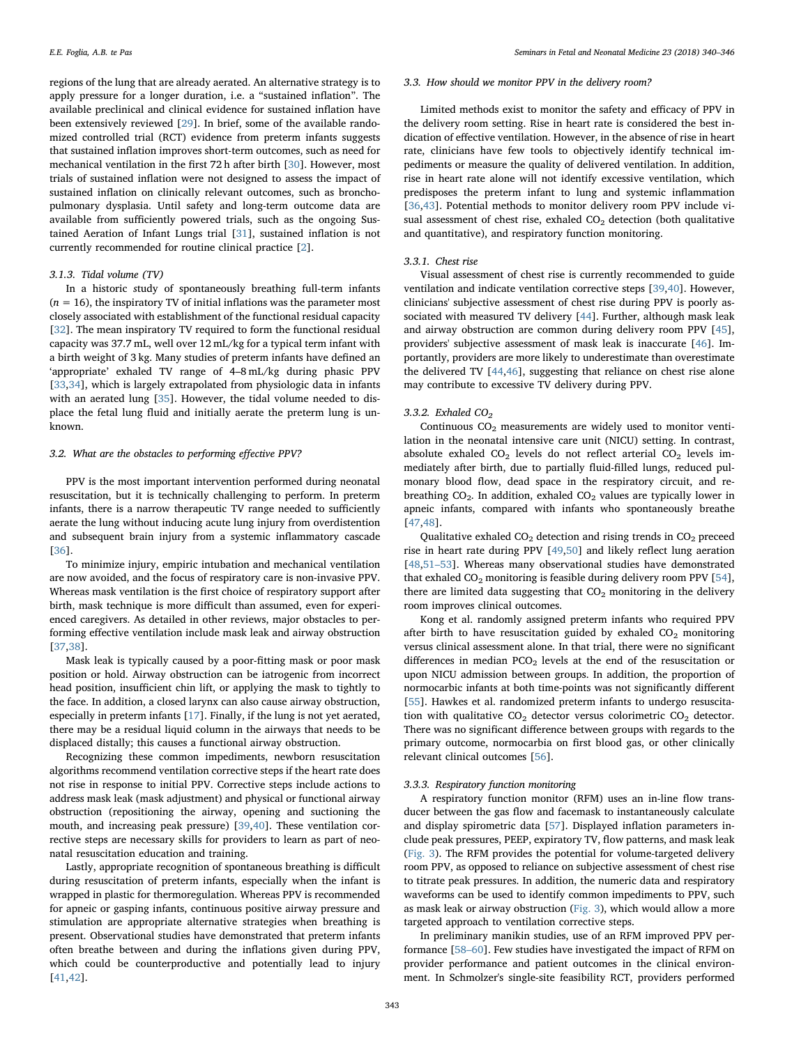regions of the lung that are already aerated. An alternative strategy is to apply pressure for a longer duration, i.e. a "sustained inflation". The available preclinical and clinical evidence for sustained inflation have been extensively reviewed [29]. In brief, some of the available randomized controlled trial (RCT) evidence from preterm infants suggests that sustained inflation improves short-term outcomes, such as need for mechanical ventilation in the first 72 h after birth [30]. However, most trials of sustained inflation were not designed to assess the impact of sustained inflation on clinically relevant outcomes, such as bronchopulmonary dysplasia. Until safety and long-term outcome data are available from sufficiently powered trials, such as the ongoing Sustained Aeration of Infant Lungs trial [31], sustained inflation is not currently recommended for routine clinical practice [2].

#### 3.1.3. Tidal volume (TV)

In a historic study of spontaneously breathing full-term infants ($n = 16$), the inspiratory TV of initial inflations was the parameter most closely associated with establishment of the functional residual capacity [32]. The mean inspiratory TV required to form the functional residual capacity was 37.7 mL, well over 12 mL/kg for a typical term infant with a birth weight of 3 kg. Many studies of preterm infants have defined an 'appropriate' exhaled TV range of 4–8 mL/kg during phasic PPV [33,34], which is largely extrapolated from physiologic data in infants with an aerated lung [35]. However, the tidal volume needed to displace the fetal lung fluid and initially aerate the preterm lung is unknown.

### 3.2. What are the obstacles to performing effective PPV?

PPV is the most important intervention performed during neonatal resuscitation, but it is technically challenging to perform. In preterm infants, there is a narrow therapeutic TV range needed to sufficiently aerate the lung without inducing acute lung injury from overdistention and subsequent brain injury from a systemic inflammatory cascade [36].

To minimize injury, empiric intubation and mechanical ventilation are now avoided, and the focus of respiratory care is non-invasive PPV. Whereas mask ventilation is the first choice of respiratory support after birth, mask technique is more difficult than assumed, even for experienced caregivers. As detailed in other reviews, major obstacles to performing effective ventilation include mask leak and airway obstruction [37,38].

Mask leak is typically caused by a poor-fitting mask or poor mask position or hold. Airway obstruction can be iatrogenic from incorrect head position, insufficient chin lift, or applying the mask to tightly to the face. In addition, a closed larynx can also cause airway obstruction, especially in preterm infants [17]. Finally, if the lung is not yet aerated, there may be a residual liquid column in the airways that needs to be displaced distally; this causes a functional airway obstruction.

Recognizing these common impediments, newborn resuscitation algorithms recommend ventilation corrective steps if the heart rate does not rise in response to initial PPV. Corrective steps include actions to address mask leak (mask adjustment) and physical or functional airway obstruction (repositioning the airway, opening and suctioning the mouth, and increasing peak pressure) [39,40]. These ventilation corrective steps are necessary skills for providers to learn as part of neonatal resuscitation education and training.

Lastly, appropriate recognition of spontaneous breathing is difficult during resuscitation of preterm infants, especially when the infant is wrapped in plastic for thermoregulation. Whereas PPV is recommended for apneic or gasping infants, continuous positive airway pressure and stimulation are appropriate alternative strategies when breathing is present. Observational studies have demonstrated that preterm infants often breathe between and during the inflations given during PPV, which could be counterproductive and potentially lead to injury [41,42].

### 3.3. How should we monitor PPV in the delivery room?

Limited methods exist to monitor the safety and efficacy of PPV in the delivery room setting. Rise in heart rate is considered the best indication of effective ventilation. However, in the absence of rise in heart rate, clinicians have few tools to objectively identify technical impediments or measure the quality of delivered ventilation. In addition, rise in heart rate alone will not identify excessive ventilation, which predisposes the preterm infant to lung and systemic inflammation [36,43]. Potential methods to monitor delivery room PPV include visual assessment of chest rise, exhaled $CO_2$ detection (both qualitative and quantitative), and respiratory function monitoring.

#### 3.3.1. Chest rise

Visual assessment of chest rise is currently recommended to guide ventilation and indicate ventilation corrective steps [39,40]. However, clinicians' subjective assessment of chest rise during PPV is poorly associated with measured TV delivery [44]. Further, although mask leak and airway obstruction are common during delivery room PPV [45], providers' subjective assessment of mask leak is inaccurate [46]. Importantly, providers are more likely to underestimate than overestimate the delivered TV [44,46], suggesting that reliance on chest rise alone may contribute to excessive TV delivery during PPV.

#### 3.3.2. Exhaled $CO_2$

Continuous $CO_2$ measurements are widely used to monitor ventilation in the neonatal intensive care unit (NICU) setting. In contrast, absolute exhaled $CO_2$ levels do not reflect arterial $CO_2$ levels immediately after birth, due to partially fluid-filled lungs, reduced pulmonary blood flow, dead space in the respiratory circuit, and rebreathing $CO_2$. In addition, exhaled $CO_2$ values are typically lower in apneic infants, compared with infants who spontaneously breathe [47,48].

Qualitative exhaled $CO_2$ detection and rising trends in $CO_2$ preceed rise in heart rate during PPV [49,50] and likely reflect lung aeration [48,51–53]. Whereas many observational studies have demonstrated that exhaled $CO_2$ monitoring is feasible during delivery room PPV [54], there are limited data suggesting that $CO_2$ monitoring in the delivery room improves clinical outcomes.

Kong et al. randomly assigned preterm infants who required PPV after birth to have resuscitation guided by exhaled $CO_2$ monitoring versus clinical assessment alone. In that trial, there were no significant differences in median $PCO_2$ levels at the end of the resuscitation or upon NICU admission between groups. In addition, the proportion of normocarbic infants at both time-points was not significantly different [55]. Hawkes et al. randomized preterm infants to undergo resuscitation with qualitative $CO_2$ detector versus colorimetric $CO_2$ detector. There was no significant difference between groups with regards to the primary outcome, normocarbia on first blood gas, or other clinically relevant clinical outcomes [56].

#### 3.3.3. Respiratory function monitoring

A respiratory function monitor (RFM) uses an in-line flow transducer between the gas flow and facemask to instantaneously calculate and display spirometric data [57]. Displayed inflation parameters include peak pressures, PEEP, expiratory TV, flow patterns, and mask leak (Fig. 3). The RFM provides the potential for volume-targeted delivery room PPV, as opposed to reliance on subjective assessment of chest rise to titrate peak pressures. In addition, the numeric data and respiratory waveforms can be used to identify common impediments to PPV, such as mask leak or airway obstruction (Fig. 3), which would allow a more targeted approach to ventilation corrective steps.

In preliminary manikin studies, use of an RFM improved PPV performance [58–60]. Few studies have investigated the impact of RFM on provider performance and patient outcomes in the clinical environment. In Schmolzer's single-site feasibility RCT, providers performed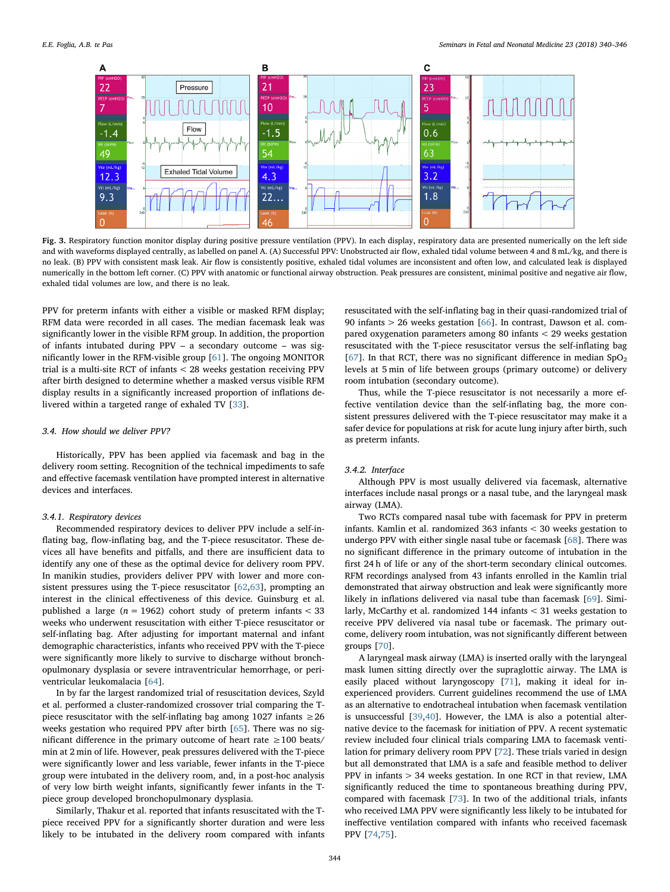**Fig. 3.** Respiratory function monitor display during positive pressure ventilation (PPV). In each display, respiratory data are presented numerically on the left side and with waveforms displayed centrally, as labelled on panel A. (A) Successful PPV: Unobstructed air flow, exhaled tidal volume between 4 and 8 mL/kg, and there is no leak. (B) PPV with consistent mask leak. Air flow is consistently positive, exhaled tidal volumes are inconsistent and often low, and calculated leak is displayed numerically in the bottom left corner. (C) PPV with anatomic or functional airway obstruction. Peak pressures are consistent, minimal positive and negative air flow, exhaled tidal volumes are low, and there is no leak.

PPV for preterm infants with either a visible or masked RFM display; RFM data were recorded in all cases. The median facemask leak was significantly lower in the visible RFM group. In addition, the proportion of infants intubated during PPV – a secondary outcome – was significantly lower in the RFM-visible group [61]. The ongoing MONITOR trial is a multi-site RCT of infants < 28 weeks gestation receiving PPV after birth designed to determine whether a masked versus visible RFM display results in a significantly increased proportion of inflations delivered within a targeted range of exhaled TV [33].

### 3.4. How should we deliver PPV?

Historically, PPV has been applied via facemask and bag in the delivery room setting. Recognition of the technical impediments to safe and effective facemask ventilation have prompted interest in alternative devices and interfaces.

#### 3.4.1. Respiratory devices

Recommended respiratory devices to deliver PPV include a self-inflating bag, flow-inflating bag, and the T-piece resuscitator. These devices all have benefits and pitfalls, and there are insufficient data to identify any one of these as the optimal device for delivery room PPV. In manikin studies, providers deliver PPV with lower and more consistent pressures using the T-piece resuscitator [62,63], prompting an interest in the clinical effectiveness of this device. Guinsburg et al. published a large ($n = 1962$) cohort study of preterm infants < 33 weeks who underwent resuscitation with either T-piece resuscitator or self-inflating bag. After adjusting for important maternal and infant demographic characteristics, infants who received PPV with the T-piece were significantly more likely to survive to discharge without bronchopulmonary dysplasia or severe intraventricular hemorrhage, or periventricular leukomalacia [64].

In by far the largest randomized trial of resuscitation devices, Szyld et al. performed a cluster-randomized crossover trial comparing the T-piece resuscitator with the self-inflating bag among 1027 infants ≥26 weeks gestation who required PPV after birth [65]. There was no significant difference in the primary outcome of heart rate ≥100 beats/min at 2 min of life. However, peak pressures delivered with the T-piece were significantly lower and less variable, fewer infants in the T-piece group were intubated in the delivery room, and, in a post-hoc analysis of very low birth weight infants, significantly fewer infants in the T-piece group developed bronchopulmonary dysplasia.

Similarly, Thakur et al. reported that infants resuscitated with the T-piece received PPV for a significantly shorter duration and were less likely to be intubated in the delivery room compared with infants resuscitated with the self-inflating bag in their quasi-randomized trial of 90 infants > 26 weeks gestation [66]. In contrast, Dawson et al. compared oxygenation parameters among 80 infants < 29 weeks gestation resuscitated with the T-piece resuscitator versus the self-inflating bag [67]. In that RCT, there was no significant difference in median $SpO_2$ levels at 5 min of life between groups (primary outcome) or delivery room intubation (secondary outcome).

Thus, while the T-piece resuscitator is not necessarily a more effective ventilation device than the self-inflating bag, the more consistent pressures delivered with the T-piece resuscitator may make it a safer device for populations at risk for acute lung injury after birth, such as preterm infants.

#### 3.4.2. Interface

Although PPV is most usually delivered via facemask, alternative interfaces include nasal prongs or a nasal tube, and the laryngeal mask airway (LMA).

Two RCTs compared nasal tube with facemask for PPV in preterm infants. Kamlin et al. randomized 363 infants < 30 weeks gestation to undergo PPV with either single nasal tube or facemask [68]. There was no significant difference in intubation in the primary outcome of intubation in the first 24 h of life or any of the short-term secondary clinical outcomes. RFM recordings analysed from 43 infants enrolled in the Kamlin trial demonstrated that airway obstruction and leak were significantly more likely in inflations delivered via nasal tube than facemask [69]. Similarly, McCarthy et al. randomized 144 infants < 31 weeks gestation to receive PPV delivered via nasal tube or facemask. The primary outcome, delivery room intubation, was not significantly different between groups [70].

A laryngeal mask airway (LMA) is inserted orally with the laryngeal mask lumen sitting directly over the supraglottic airway. The LMA is easily placed without laryngoscopy [71], making it ideal for inexperienced providers. Current guidelines recommend the use of LMA as an alternative to endotracheal intubation when facemask ventilation is unsuccessful [39,40]. However, the LMA is also a potential alternative device to the facemask for initiation of PPV. A recent systematic review included four clinical trials comparing LMA to facemask ventilation for primary delivery room PPV [72]. These trials varied in design but all demonstrated that LMA is a safe and feasible method to deliver PPV in infants > 34 weeks gestation. In one RCT in that review, LMA significantly reduced the time to spontaneous breathing during PPV, compared with facemask [73]. In two of the additional trials, infants who received LMA PPV were significantly less likely to be intubated for ineffective ventilation compared with infants who received facemask PPV [74,75].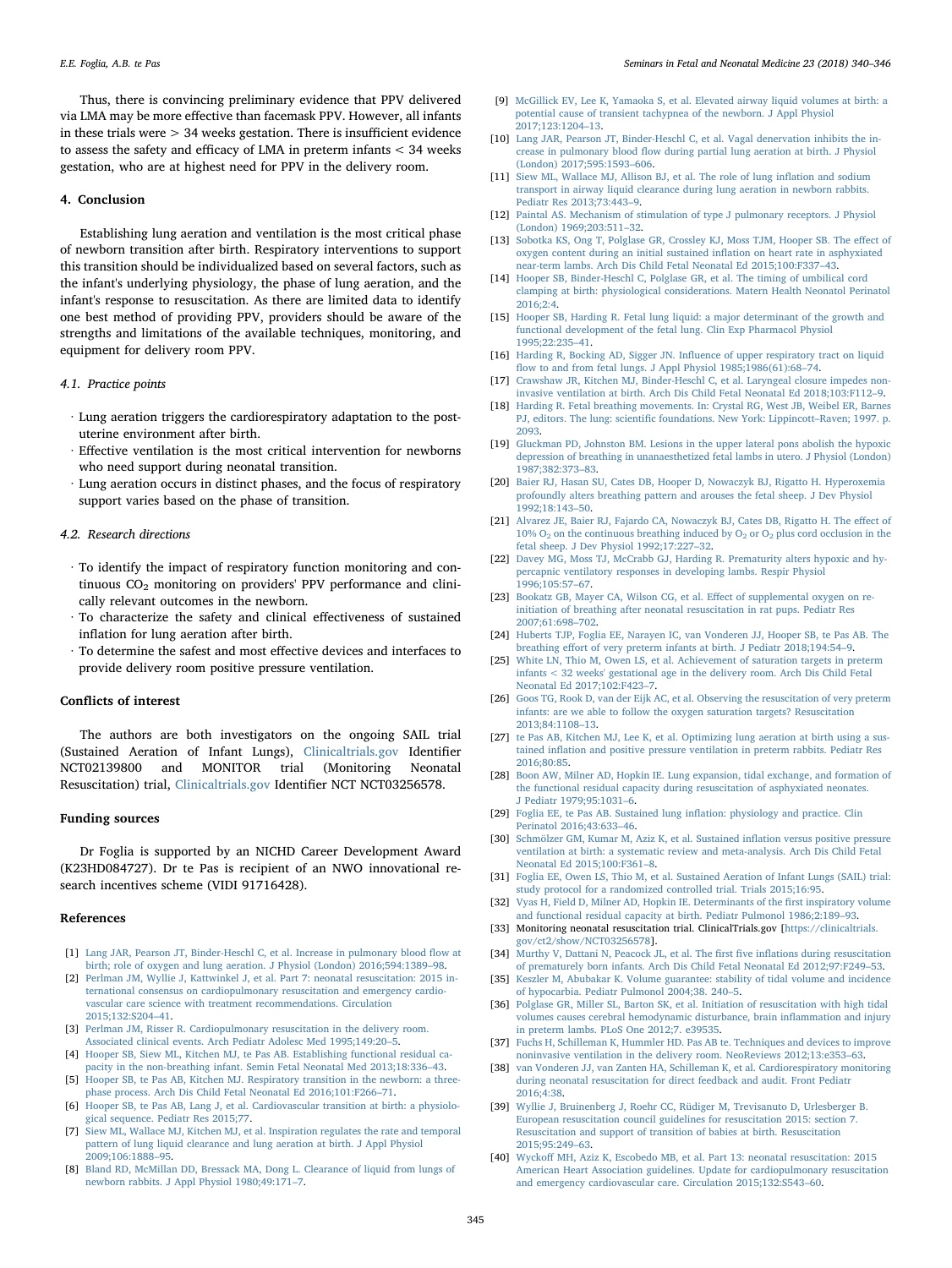Thus, there is convincing preliminary evidence that PPV delivered via LMA may be more effective than facemask PPV. However, all infants in these trials were > 34 weeks gestation. There is insufficient evidence to assess the safety and efficacy of LMA in preterm infants < 34 weeks gestation, who are at highest need for PPV in the delivery room.

## 4. Conclusion

Establishing lung aeration and ventilation is the most critical phase of newborn transition after birth. Respiratory interventions to support this transition should be individualized based on several factors, such as the infant's underlying physiology, the phase of lung aeration, and the infant's response to resuscitation. As there are limited data to identify one best method of providing PPV, providers should be aware of the strengths and limitations of the available techniques, monitoring, and equipment for delivery room PPV.

### 4.1. Practice points

- Lung aeration triggers the cardiorespiratory adaptation to the post-uterine environment after birth.
- Effective ventilation is the most critical intervention for newborns who need support during neonatal transition.
- Lung aeration occurs in distinct phases, and the focus of respiratory support varies based on the phase of transition.

### 4.2. Research directions

- To identify the impact of respiratory function monitoring and continuous $CO_2$ monitoring on providers' PPV performance and clinically relevant outcomes in the newborn.
- To characterize the safety and clinical effectiveness of sustained inflation for lung aeration after birth.
- To determine the safest and most effective devices and interfaces to provide delivery room positive pressure ventilation.

## Conflicts of interest

The authors are both investigators on the ongoing SAIL trial (Sustained Aeration of Infant Lungs), Clinicaltrials.gov Identifier NCT02139800 and MONITOR trial (Monitoring Neonatal Resuscitation) trial, Clinicaltrials.gov Identifier NCT NCT03256578.

## Funding sources

Dr Foglia is supported by an NICHD Career Development Award (K23HD084727). Dr te Pas is recipient of an NWO innovational research incentives scheme (VIDI 91716428).

## References

[1] Lang JAR, Pearson JT, Binder-Heschl C, et al. Increase in pulmonary blood flow at birth; role of oxygen and lung aeration. J Physiol (London) 2016;594:1389–98.

[2] Perlman JM, Wyllie J, Kattwinkel J, et al. Part 7: neonatal resuscitation: 2015 international consensus on cardiopulmonary resuscitation and emergency cardiovascular care science with treatment recommendations. Circulation 2015;132:S204–41.

[3] Perlman JM, Risser R. Cardiopulmonary resuscitation in the delivery room. Associated clinical events. Arch Pediatr Adolesc Med 1995;149:20–5.

[4] Hooper SB, Siew ML, Kitchen MJ, te Pas AB. Establishing functional residual capacity in the non-breathing infant. Semin Fetal Neonatal Med 2013;18:336–43.

[5] Hooper SB, te Pas AB, Kitchen MJ. Respiratory transition in the newborn: a three-phase process. Arch Dis Child Fetal Neonatal Ed 2016;101:F266–71.

[6] Hooper SB, te Pas AB, Lang J, et al. Cardiovascular transition at birth: a physiological sequence. Pediatr Res 2015;77.

[7] Siew ML, Wallace MJ, Kitchen MJ, et al. Inspiration regulates the rate and temporal pattern of lung liquid clearance and lung aeration at birth. J Appl Physiol 2009;106:1888–95.

[8] Bland RD, McMillan DD, Bressack MA, Dong L. Clearance of liquid from lungs of newborn rabbits. J Appl Physiol 1980;49:171–7.

[9] McGillick EV, Lee K, Yamaoka S, et al. Elevated airway liquid volumes at birth: a potential cause of transient tachypnea of the newborn. J Appl Physiol 2017;123:1204–13.

[10] Lang JAR, Pearson JT, Binder-Heschl C, et al. Vagal denervation inhibits the increase in pulmonary blood flow during partial lung aeration at birth. J Physiol (London) 2017;595:1593–606.

[11] Siew ML, Wallace MJ, Allison BJ, et al. The role of lung inflation and sodium transport in airway liquid clearance during lung aeration in newborn rabbits. Pediatr Res 2013;73:443–9.

[12] Paintal AS. Mechanism of stimulation of type J pulmonary receptors. J Physiol (London) 1969;203:511–32.

[13] Sobotka KS, Ong T, Polglase GR, Crossley KJ, Moss TJM, Hooper SB. The effect of oxygen content during an initial sustained inflation on heart rate in asphyxiated near-term lambs. Arch Dis Child Fetal Neonatal Ed 2015;100:F337–43.

[14] Hooper SB, Binder-Heschl C, Polglase GR, et al. The timing of umbilical cord clamping at birth: physiological considerations. Matern Health Neonatol Perinatol 2016;2:4.

[15] Hooper SB, Harding R. Fetal lung liquid: a major determinant of the growth and functional development of the fetal lung. Clin Exp Pharmacol Physiol 1995;22:235–41.

[16] Harding R, Bocking AD, Sigger JN. Influence of upper respiratory tract on liquid flow to and from fetal lungs. J Appl Physiol 1985;1986(61):68–74.

[17] Crawshaw JR, Kitchen MJ, Binder-Heschl C, et al. Laryngeal closure impedes non-invasive ventilation at birth. Arch Dis Child Fetal Neonatal Ed 2018;103:F112–9.

[18] Harding R. Fetal breathing movements. In: Crystal RG, West JB, Weibel ER, Barnes PJ, editors. The lung: scientific foundations. New York: Lippincott–Raven; 1997. p. 2093.

[19] Gluckman PD, Johnston BM. Lesions in the upper lateral pons abolish the hypoxic depression of breathing in unanaesthetized fetal lambs in utero. J Physiol (London) 1987;382:373–83.

[20] Baier RJ, Hasan SU, Cates DB, Hooper D, Nowaczyk BJ, Rigatto H. Hyperoxemia profoundly alters breathing pattern and arouses the fetal sheep. J Dev Physiol 1992;18:143–50.

[21] Alvarez JE, Baier RJ, Fajardo CA, Nowaczyk BJ, Cates DB, Rigatto H. The effect of 10% $O_2$ on the continuous breathing induced by $O_2$ or $O_2$ plus cord occlusion in the fetal sheep. J Dev Physiol 1992;17:227–32.

[22] Davey MG, Moss TJ, McCrabb GJ, Harding R. Prematurity alters hypoxic and hypercapnic ventilatory responses in developing lambs. Respir Physiol 1996;105:57–67.

[23] Bookatz GB, Mayer CA, Wilson CG, et al. Effect of supplemental oxygen on reinitiation of breathing after neonatal resuscitation in rat pups. Pediatr Res 2007;61:698–702.

[24] Huberts TJP, Foglia EE, Narayen IC, van Vonderen JJ, Hooper SB, te Pas AB. The breathing effort of very preterm infants at birth. J Pediatr 2018;194:54–9.

[25] White LN, Thio M, Owen LS, et al. Achievement of saturation targets in preterm infants < 32 weeks' gestational age in the delivery room. Arch Dis Child Fetal Neonatal Ed 2017;102:F423–7.

[26] Goos TG, Rook D, van der Eijk AC, et al. Observing the resuscitation of very preterm infants: are we able to follow the oxygen saturation targets? Resuscitation 2013;84:1108–13.

[27] te Pas AB, Kitchen MJ, Lee K, et al. Optimizing lung aeration at birth using a sustained inflation and positive pressure ventilation in preterm rabbits. Pediatr Res 2016;80:85.

[28] Boon AW, Milner AD, Hopkin IE. Lung expansion, tidal exchange, and formation of the functional residual capacity during resuscitation of asphyxiated neonates. J Pediatr 1979;95:1031–6.

[29] Foglia EE, te Pas AB. Sustained lung inflation: physiology and practice. Clin Perinatol 2016;43:633–46.

[30] Schmölzer GM, Kumar M, Aziz K, et al. Sustained inflation versus positive pressure ventilation at birth: a systematic review and meta-analysis. Arch Dis Child Fetal Neonatal Ed 2015;100:F361–8.

[31] Foglia EE, Owen LS, Thio M, et al. Sustained Aeration of Infant Lungs (SAIL) trial: study protocol for a randomized controlled trial. Trials 2015;16:95.

[32] Vyas H, Field D, Milner AD, Hopkin IE. Determinants of the first inspiratory volume and functional residual capacity at birth. Pediatr Pulmonol 1986;2:189–93.

[33] Monitoring neonatal resuscitation trial. ClinicalTrials.gov [https://clinicaltrials.gov/ct2/show/NCT03256578].

[34] Murthy V, Dattani N, Peacock JL, et al. The first five inflations during resuscitation of prematurely born infants. Arch Dis Child Fetal Neonatal Ed 2012;97:F249–53.

[35] Keszler M, Abubakar K. Volume guarantee: stability of tidal volume and incidence of hypocarbia. Pediatr Pulmonol 2004;38. 240–5.

[36] Polglase GR, Miller SL, Barton SK, et al. Initiation of resuscitation with high tidal volumes causes cerebral hemodynamic disturbance, brain inflammation and injury in preterm lambs. PLoS One 2012;7. e39535.

[37] Fuchs H, Schilleman K, Hummler HD. Pas AB te. Techniques and devices to improve noninvasive ventilation in the delivery room. NeoReviews 2012;13:e353–63.

[38] van Vonderen JJ, van Zanten HA, Schilleman K, et al. Cardiorespiratory monitoring during neonatal resuscitation for direct feedback and audit. Front Pediatr 2016;4:38.

[39] Wyllie J, Bruinenberg J, Roehr CC, Rüdiger M, Trevisanuto D, Urlesberger B. European resuscitation council guidelines for resuscitation 2015: section 7. Resuscitation and support of transition of babies at birth. Resuscitation 2015;95:249–63.

[40] Wyckoff MH, Aziz K, Escobedo MB, et al. Part 13: neonatal resuscitation: 2015 American Heart Association guidelines. Update for cardiopulmonary resuscitation and emergency cardiovascular care. Circulation 2015;132:S543–60.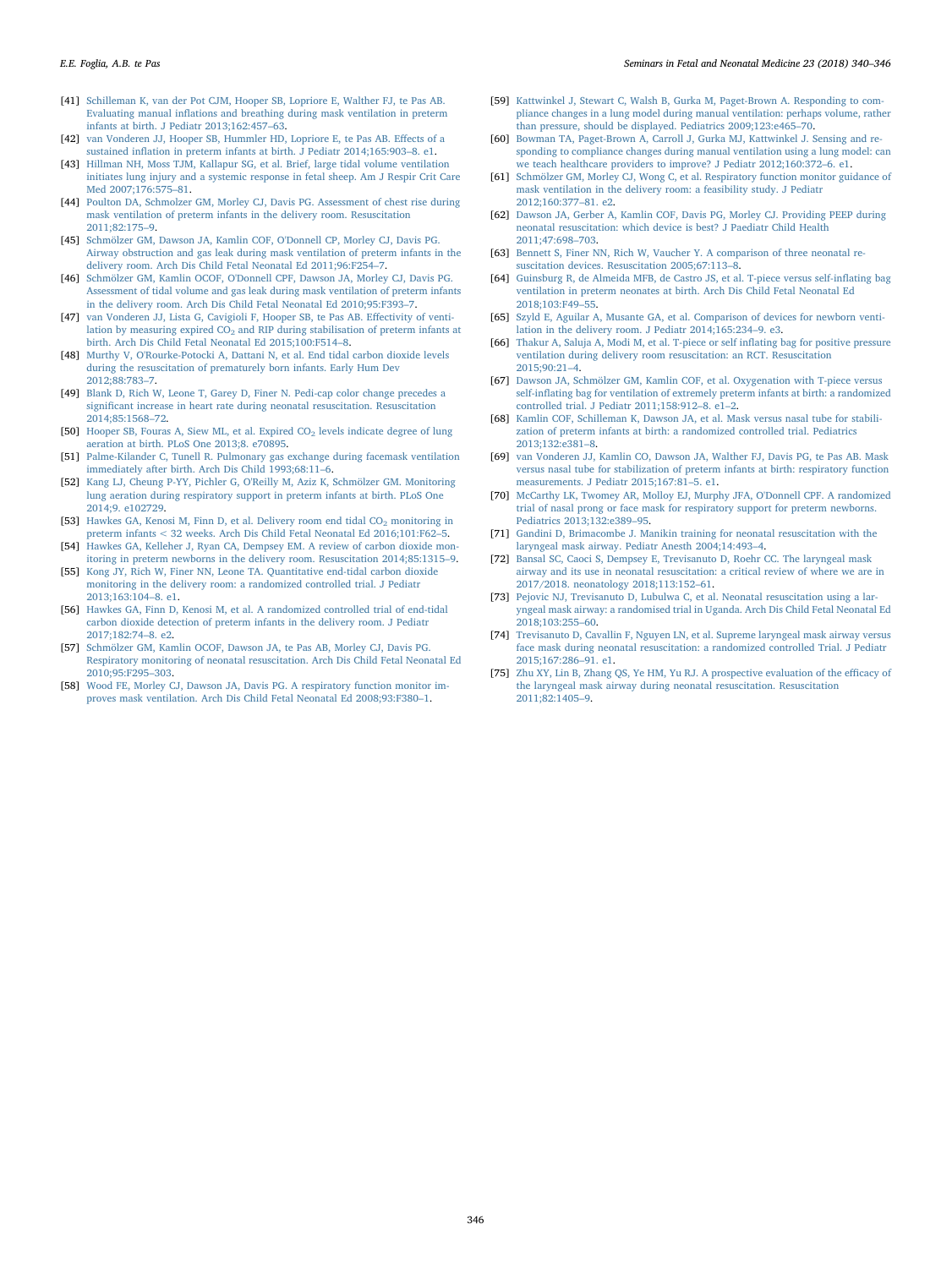[41] Schilleman K, van der Pot CJM, Hooper SB, Lopriore E, Walther FJ, te Pas AB. Evaluating manual inflations and breathing during mask ventilation in preterm infants at birth. J Pediatr 2013;162:457–63.

[42] van Vonderen JJ, Hooper SB, Hummler HD, Lopriore E, te Pas AB. Effects of a sustained inflation in preterm infants at birth. J Pediatr 2014;165:903–8. e1.

[43] Hillman NH, Moss TJM, Kallapur SG, et al. Brief, large tidal volume ventilation initiates lung injury and a systemic response in fetal sheep. Am J Respir Crit Care Med 2007;176:575–81.

[44] Poulton DA, Schmolzer GM, Morley CJ, Davis PG. Assessment of chest rise during mask ventilation of preterm infants in the delivery room. Resuscitation 2011;82:175–9.

[45] Schmölzer GM, Dawson JA, Kamlin COF, O'Donnell CP, Morley CJ, Davis PG. Airway obstruction and gas leak during mask ventilation of preterm infants in the delivery room. Arch Dis Child Fetal Neonatal Ed 2011;96:F254–7.

[46] Schmölzer GM, Kamlin OCOF, O'Donnell CPF, Dawson JA, Morley CJ, Davis PG. Assessment of tidal volume and gas leak during mask ventilation of preterm infants in the delivery room. Arch Dis Child Fetal Neonatal Ed 2010;95:F393–7.

[47] van Vonderen JJ, Lista G, Cavigioli F, Hooper SB, te Pas AB. Effectivity of ventilation by measuring expired $CO_2$ and RIP during stabilisation of preterm infants at birth. Arch Dis Child Fetal Neonatal Ed 2015;100:F514–8.

[48] Murthy V, O'Rourke-Potocki A, Dattani N, et al. End tidal carbon dioxide levels during the resuscitation of prematurely born infants. Early Hum Dev 2012;88:783–7.

[49] Blank D, Rich W, Leone T, Garey D, Finer N. Pedi-cap color change precedes a significant increase in heart rate during neonatal resuscitation. Resuscitation 2014;85:1568–72.

[50] Hooper SB, Fouras A, Siew ML, et al. Expired $CO_2$ levels indicate degree of lung aeration at birth. PLoS One 2013;8. e70895.

[51] Palme-Kilander C, Tunell R. Pulmonary gas exchange during facemask ventilation immediately after birth. Arch Dis Child 1993;68:11–6.

[52] Kang LJ, Cheung P-YY, Pichler G, O'Reilly M, Aziz K, Schmölzer GM. Monitoring lung aeration during respiratory support in preterm infants at birth. PLoS One 2014;9. e102729.

[53] Hawkes GA, Kenosi M, Finn D, et al. Delivery room end tidal $CO_2$ monitoring in preterm infants < 32 weeks. Arch Dis Child Fetal Neonatal Ed 2016;101:F62–5.

[54] Hawkes GA, Kelleher J, Ryan CA, Dempsey EM. A review of carbon dioxide monitoring in preterm newborns in the delivery room. Resuscitation 2014;85:1315–9.

[55] Kong JY, Rich W, Finer NN, Leone TA. Quantitative end-tidal carbon dioxide monitoring in the delivery room: a randomized controlled trial. J Pediatr 2013;163:104–8. e1.

[56] Hawkes GA, Finn D, Kenosi M, et al. A randomized controlled trial of end-tidal carbon dioxide detection of preterm infants in the delivery room. J Pediatr 2017;182:74–8. e2.

[57] Schmölzer GM, Kamlin OCOF, Dawson JA, te Pas AB, Morley CJ, Davis PG. Respiratory monitoring of neonatal resuscitation. Arch Dis Child Fetal Neonatal Ed 2010;95:F295–303.

[58] Wood FE, Morley CJ, Dawson JA, Davis PG. A respiratory function monitor improves mask ventilation. Arch Dis Child Fetal Neonatal Ed 2008;93:F380–1.

[59] Kattwinkel J, Stewart C, Walsh B, Gurka M, Paget-Brown A. Responding to compliance changes in a lung model during manual ventilation: perhaps volume, rather than pressure, should be displayed. Pediatrics 2009;123:e465–70.

[60] Bowman TA, Paget-Brown A, Carroll J, Gurka MJ, Kattwinkel J. Sensing and responding to compliance changes during manual ventilation using a lung model: can we teach healthcare providers to improve? J Pediatr 2012;160:372–6. e1.

[61] Schmölzer GM, Morley CJ, Wong C, et al. Respiratory function monitor guidance of mask ventilation in the delivery room: a feasibility study. J Pediatr 2012;160:377–81. e2.

[62] Dawson JA, Gerber A, Kamlin COF, Davis PG, Morley CJ. Providing PEEP during neonatal resuscitation: which device is best? J Paediatr Child Health 2011;47:698–703.

[63] Bennett S, Finer NN, Rich W, Vaucher Y. A comparison of three neonatal resuscitation devices. Resuscitation 2005;67:113–8.

[64] Guinsburg R, de Almeida MFB, de Castro JS, et al. T-piece versus self-inflating bag ventilation in preterm neonates at birth. Arch Dis Child Fetal Neonatal Ed 2018;103:F49–55.

[65] Szyld E, Aguilar A, Musante GA, et al. Comparison of devices for newborn ventilation in the delivery room. J Pediatr 2014;165:234–9. e3.

[66] Thakur A, Saluja S, Modi M, et al. T-piece or self inflating bag for positive pressure ventilation during delivery room resuscitation: an RCT. Resuscitation 2015;90:21–4.

[67] Dawson JA, Schmölzer GM, Kamlin COF, et al. Oxygenation with T-piece versus self-inflating bag for ventilation of extremely preterm infants at birth: a randomized controlled trial. J Pediatr 2011;158:912–8. e1–2.

[68] Kamlin COF, Schilleman K, Dawson JA, et al. Mask versus nasal tube for stabilization of preterm infants at birth: a randomized controlled trial. Pediatrics 2013;132:e381–8.

[69] van Vonderen JJ, Kamlin CO, Dawson JA, Walther FJ, Davis PG, te Pas AB. Mask versus nasal tube for stabilization of preterm infants at birth: respiratory function measurements. J Pediatr 2015;167:81–5. e1.

[70] McCarthy LK, Twomey AR, Molloy EJ, Murphy JFA, O'Donnell CPF. A randomized trial of nasal prong or face mask for respiratory support for preterm newborns. Pediatrics 2013;132:e389–95.

[71] Gandini D, Brimacombe J. Manikin training for neonatal resuscitation with the laryngeal mask airway. Pediatr Anesth 2004;14:493–4.

[72] Bansal SC, Caoci S, Dempsey E, Trevisanuto D, Roehr CC. The laryngeal mask airway and its use in neonatal resuscitation: a critical review of where we are in 2017/2018. neonatology 2018;113:152–61.

[73] Pejovic NJ, Trevisanuto D, Lubulwa C, et al. Neonatal resuscitation using a laryngeal mask airway: a randomised trial in Uganda. Arch Dis Child Fetal Neonatal Ed 2018;103:255–60.

[74] Trevisanuto D, Cavallin F, Nguyen LN, et al. Supreme laryngeal mask airway versus face mask during neonatal resuscitation: a randomized controlled Trial. J Pediatr 2015;167:286–91. e1.

[75] Zhu XY, Lin B, Zhang QS, Ye HM, Yu RJ. A prospective evaluation of the efficacy of the laryngeal mask airway during neonatal resuscitation. Resuscitation 2011;82:1405–9.